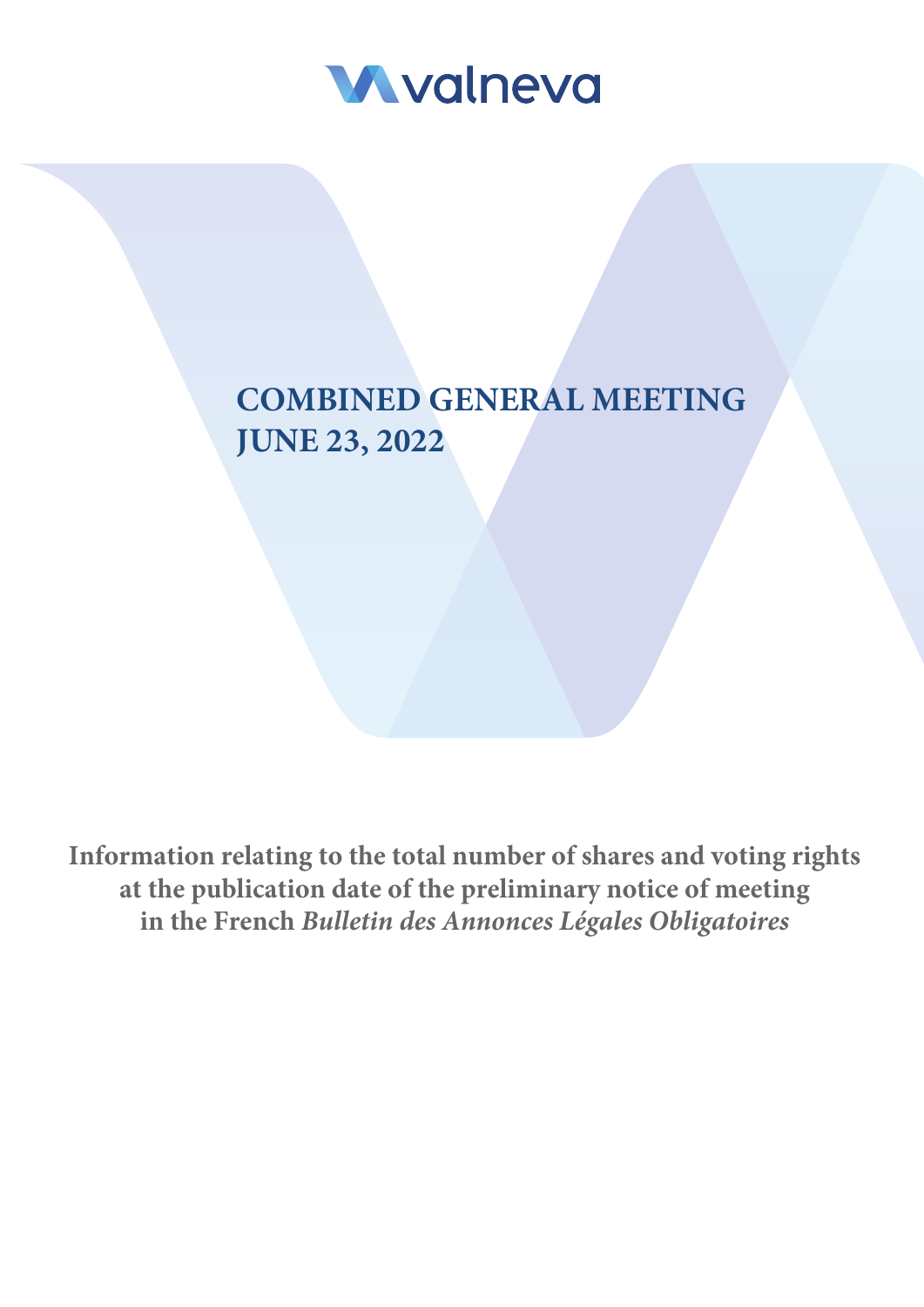valneva

# COMBINED GENERAL MEETING
# JUNE 23, 2022

**Information relating to the total number of shares and voting rights at the publication date of the preliminary notice of meeting in the French *Bulletin des Annonces Légales Obligatoires***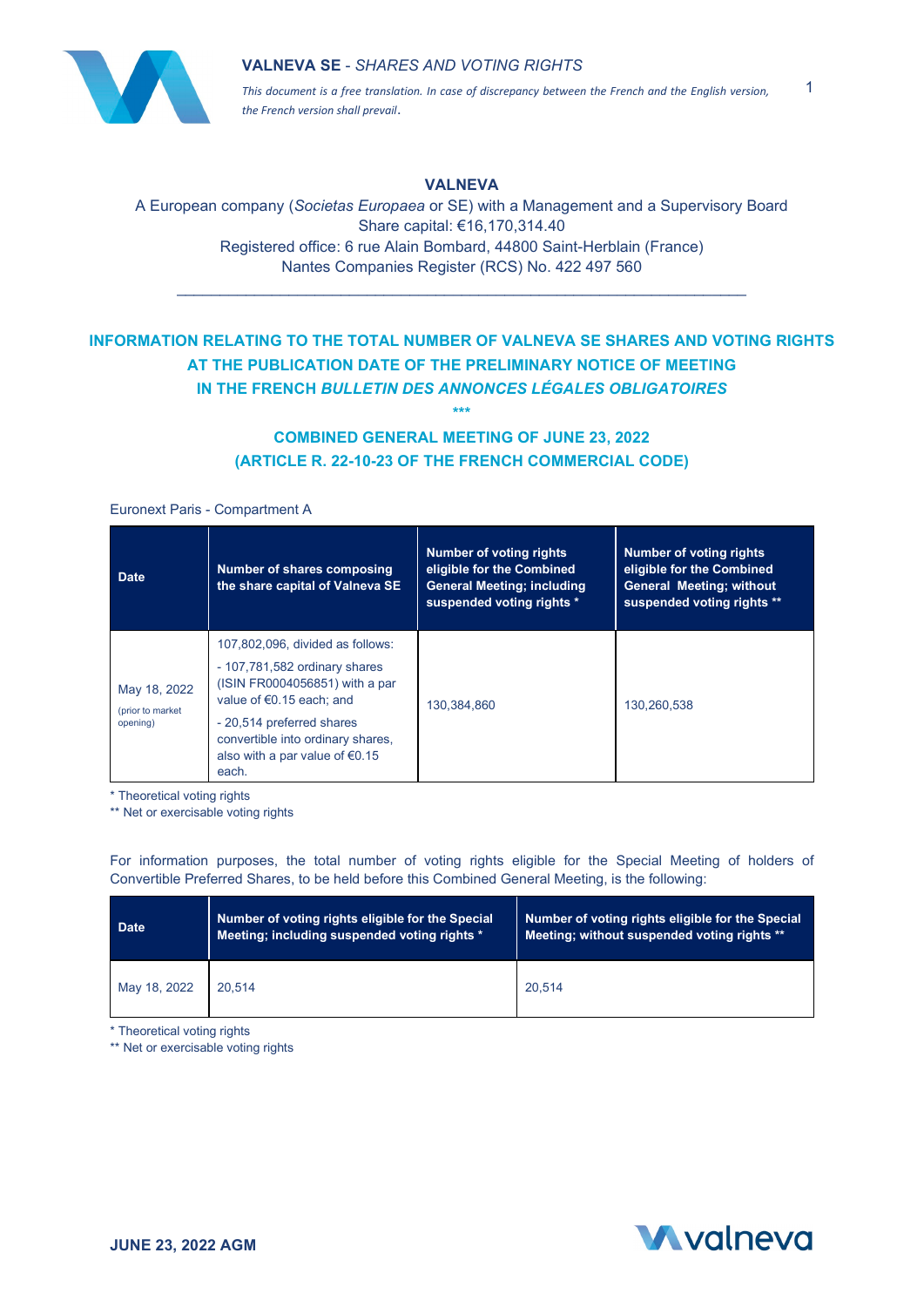**VALNEVA**

A European company (*Societas Europaea* or SE) with a Management and a Supervisory Board
Share capital: €16,170,314.40
Registered office: 6 rue Alain Bombard, 44800 Saint-Herblain (France)
Nantes Companies Register (RCS) No. 422 497 560

---

## INFORMATION RELATING TO THE TOTAL NUMBER OF VALNEVA SE SHARES AND VOTING RIGHTS AT THE PUBLICATION DATE OF THE PRELIMINARY NOTICE OF MEETING IN THE FRENCH *BULLETIN DES ANNONCES LÉGALES OBLIGATOIRES*

\*\*\*

## COMBINED GENERAL MEETING OF JUNE 23, 2022 (ARTICLE R. 22-10-23 OF THE FRENCH COMMERCIAL CODE)

Euronext Paris - Compartment A

| Date | Number of shares composing the share capital of Valneva SE | Number of voting rights eligible for the Combined General Meeting; including suspended voting rights * | Number of voting rights eligible for the Combined General Meeting; without suspended voting rights ** |
|---|---|---|---|
| May 18, 2022 (prior to market opening) | 107,802,096, divided as follows:<br>- 107,781,582 ordinary shares (ISIN FR0004056851) with a par value of €0.15 each; and<br>- 20,514 preferred shares convertible into ordinary shares, also with a par value of €0.15 each. | 130,384,860 | 130,260,538 |

\* Theoretical voting rights
\*\* Net or exercisable voting rights

For information purposes, the total number of voting rights eligible for the Special Meeting of holders of Convertible Preferred Shares, to be held before this Combined General Meeting, is the following:

| Date | Number of voting rights eligible for the Special Meeting; including suspended voting rights * | Number of voting rights eligible for the Special Meeting; without suspended voting rights ** |
|---|---|---|
| May 18, 2022 | 20,514 | 20,514 |

\* Theoretical voting rights
\*\* Net or exercisable voting rights